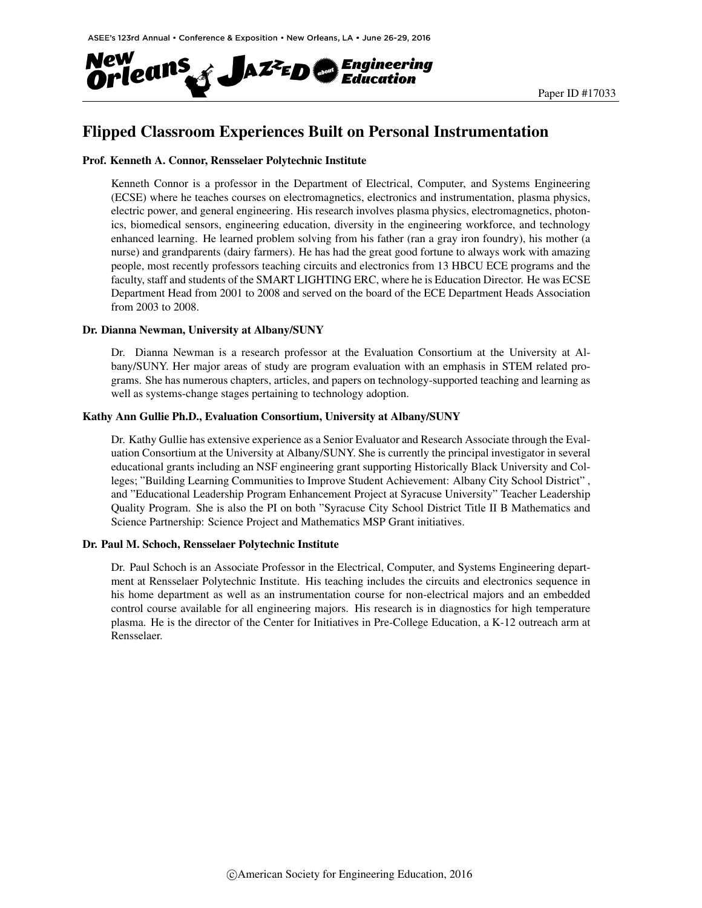# Flipped Classroom Experiences Built on Personal Instrumentation

**Prof. Kenneth A. Connor, Rensselaer Polytechnic Institute**

Kenneth Connor is a professor in the Department of Electrical, Computer, and Systems Engineering (ECSE) where he teaches courses on electromagnetics, electronics and instrumentation, plasma physics, electric power, and general engineering. His research involves plasma physics, electromagnetics, photonics, biomedical sensors, engineering education, diversity in the engineering workforce, and technology enhanced learning. He learned problem solving from his father (ran a gray iron foundry), his mother (a nurse) and grandparents (dairy farmers). He has had the great good fortune to always work with amazing people, most recently professors teaching circuits and electronics from 13 HBCU ECE programs and the faculty, staff and students of the SMART LIGHTING ERC, where he is Education Director. He was ECSE Department Head from 2001 to 2008 and served on the board of the ECE Department Heads Association from 2003 to 2008.

**Dr. Dianna Newman, University at Albany/SUNY**

Dr. Dianna Newman is a research professor at the Evaluation Consortium at the University at Albany/SUNY. Her major areas of study are program evaluation with an emphasis in STEM related programs. She has numerous chapters, articles, and papers on technology-supported teaching and learning as well as systems-change stages pertaining to technology adoption.

**Kathy Ann Gullie Ph.D., Evaluation Consortium, University at Albany/SUNY**

Dr. Kathy Gullie has extensive experience as a Senior Evaluator and Research Associate through the Evaluation Consortium at the University at Albany/SUNY. She is currently the principal investigator in several educational grants including an NSF engineering grant supporting Historically Black University and Colleges; "Building Learning Communities to Improve Student Achievement: Albany City School District" , and "Educational Leadership Program Enhancement Project at Syracuse University" Teacher Leadership Quality Program. She is also the PI on both "Syracuse City School District Title II B Mathematics and Science Partnership: Science Project and Mathematics MSP Grant initiatives.

**Dr. Paul M. Schoch, Rensselaer Polytechnic Institute**

Dr. Paul Schoch is an Associate Professor in the Electrical, Computer, and Systems Engineering department at Rensselaer Polytechnic Institute. His teaching includes the circuits and electronics sequence in his home department as well as an instrumentation course for non-electrical majors and an embedded control course available for all engineering majors. His research is in diagnostics for high temperature plasma. He is the director of the Center for Initiatives in Pre-College Education, a K-12 outreach arm at Rensselaer.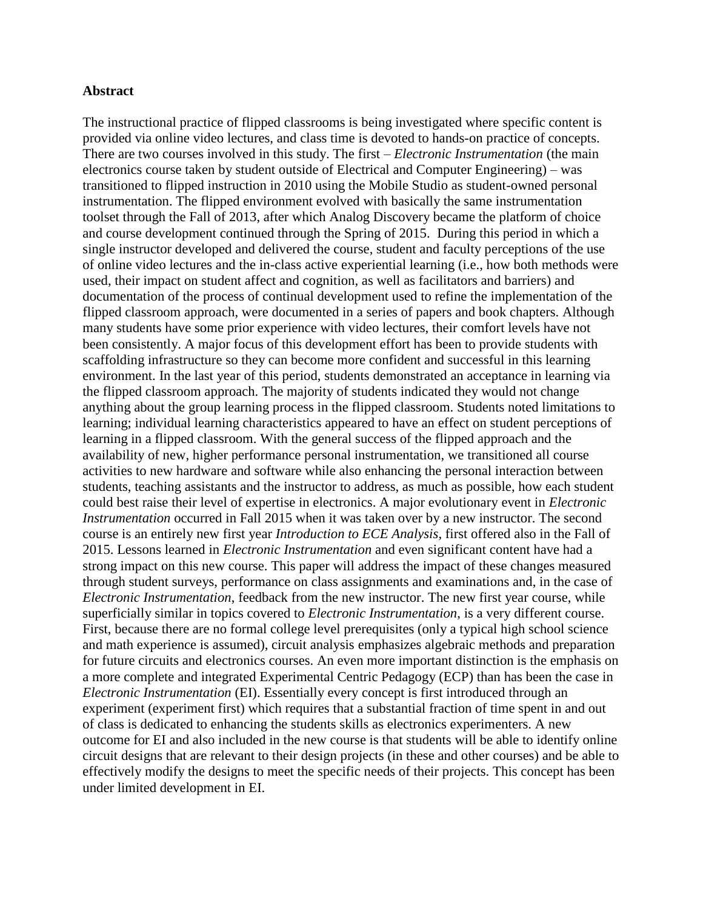**Abstract**

The instructional practice of flipped classrooms is being investigated where specific content is provided via online video lectures, and class time is devoted to hands-on practice of concepts. There are two courses involved in this study. The first – *Electronic Instrumentation* (the main electronics course taken by student outside of Electrical and Computer Engineering) – was transitioned to flipped instruction in 2010 using the Mobile Studio as student-owned personal instrumentation. The flipped environment evolved with basically the same instrumentation toolset through the Fall of 2013, after which Analog Discovery became the platform of choice and course development continued through the Spring of 2015. During this period in which a single instructor developed and delivered the course, student and faculty perceptions of the use of online video lectures and the in-class active experiential learning (i.e., how both methods were used, their impact on student affect and cognition, as well as facilitators and barriers) and documentation of the process of continual development used to refine the implementation of the flipped classroom approach, were documented in a series of papers and book chapters. Although many students have some prior experience with video lectures, their comfort levels have not been consistently. A major focus of this development effort has been to provide students with scaffolding infrastructure so they can become more confident and successful in this learning environment. In the last year of this period, students demonstrated an acceptance in learning via the flipped classroom approach. The majority of students indicated they would not change anything about the group learning process in the flipped classroom. Students noted limitations to learning; individual learning characteristics appeared to have an effect on student perceptions of learning in a flipped classroom. With the general success of the flipped approach and the availability of new, higher performance personal instrumentation, we transitioned all course activities to new hardware and software while also enhancing the personal interaction between students, teaching assistants and the instructor to address, as much as possible, how each student could best raise their level of expertise in electronics. A major evolutionary event in *Electronic Instrumentation* occurred in Fall 2015 when it was taken over by a new instructor. The second course is an entirely new first year *Introduction to ECE Analysis*, first offered also in the Fall of 2015. Lessons learned in *Electronic Instrumentation* and even significant content have had a strong impact on this new course. This paper will address the impact of these changes measured through student surveys, performance on class assignments and examinations and, in the case of *Electronic Instrumentation*, feedback from the new instructor. The new first year course, while superficially similar in topics covered to *Electronic Instrumentation*, is a very different course. First, because there are no formal college level prerequisites (only a typical high school science and math experience is assumed), circuit analysis emphasizes algebraic methods and preparation for future circuits and electronics courses. An even more important distinction is the emphasis on a more complete and integrated Experimental Centric Pedagogy (ECP) than has been the case in *Electronic Instrumentation* (EI). Essentially every concept is first introduced through an experiment (experiment first) which requires that a substantial fraction of time spent in and out of class is dedicated to enhancing the students skills as electronics experimenters. A new outcome for EI and also included in the new course is that students will be able to identify online circuit designs that are relevant to their design projects (in these and other courses) and be able to effectively modify the designs to meet the specific needs of their projects. This concept has been under limited development in EI.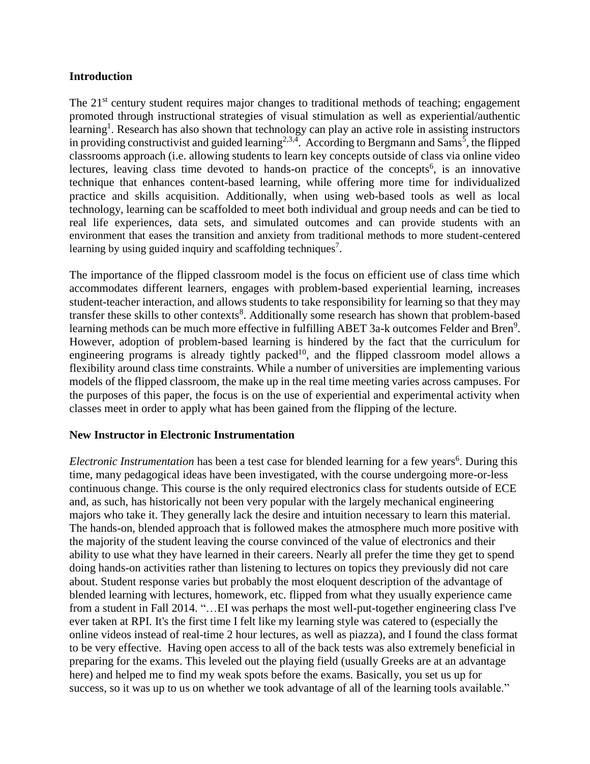## Introduction

The 21st century student requires major changes to traditional methods of teaching; engagement promoted through instructional strategies of visual stimulation as well as experiential/authentic learning[1]. Research has also shown that technology can play an active role in assisting instructors in providing constructivist and guided learning[2,3,4]. According to Bergmann and Sams[5], the flipped classrooms approach (i.e. allowing students to learn key concepts outside of class via online video lectures, leaving class time devoted to hands-on practice of the concepts[6], is an innovative technique that enhances content-based learning, while offering more time for individualized practice and skills acquisition. Additionally, when using web-based tools as well as local technology, learning can be scaffolded to meet both individual and group needs and can be tied to real life experiences, data sets, and simulated outcomes and can provide students with an environment that eases the transition and anxiety from traditional methods to more student-centered learning by using guided inquiry and scaffolding techniques[7].

The importance of the flipped classroom model is the focus on efficient use of class time which accommodates different learners, engages with problem-based experiential learning, increases student-teacher interaction, and allows students to take responsibility for learning so that they may transfer these skills to other contexts[8]. Additionally some research has shown that problem-based learning methods can be much more effective in fulfilling ABET 3a-k outcomes Felder and Bren[9]. However, adoption of problem-based learning is hindered by the fact that the curriculum for engineering programs is already tightly packed[10], and the flipped classroom model allows a flexibility around class time constraints. While a number of universities are implementing various models of the flipped classroom, the make up in the real time meeting varies across campuses. For the purposes of this paper, the focus is on the use of experiential and experimental activity when classes meet in order to apply what has been gained from the flipping of the lecture.

## New Instructor in Electronic Instrumentation

*Electronic Instrumentation* has been a test case for blended learning for a few years[6]. During this time, many pedagogical ideas have been investigated, with the course undergoing more-or-less continuous change. This course is the only required electronics class for students outside of ECE and, as such, has historically not been very popular with the largely mechanical engineering majors who take it. They generally lack the desire and intuition necessary to learn this material. The hands-on, blended approach that is followed makes the atmosphere much more positive with the majority of the student leaving the course convinced of the value of electronics and their ability to use what they have learned in their careers. Nearly all prefer the time they get to spend doing hands-on activities rather than listening to lectures on topics they previously did not care about. Student response varies but probably the most eloquent description of the advantage of blended learning with lectures, homework, etc. flipped from what they usually experience came from a student in Fall 2014. "…EI was perhaps the most well-put-together engineering class I've ever taken at RPI. It's the first time I felt like my learning style was catered to (especially the online videos instead of real-time 2 hour lectures, as well as piazza), and I found the class format to be very effective. Having open access to all of the back tests was also extremely beneficial in preparing for the exams. This leveled out the playing field (usually Greeks are at an advantage here) and helped me to find my weak spots before the exams. Basically, you set us up for success, so it was up to us on whether we took advantage of all of the learning tools available."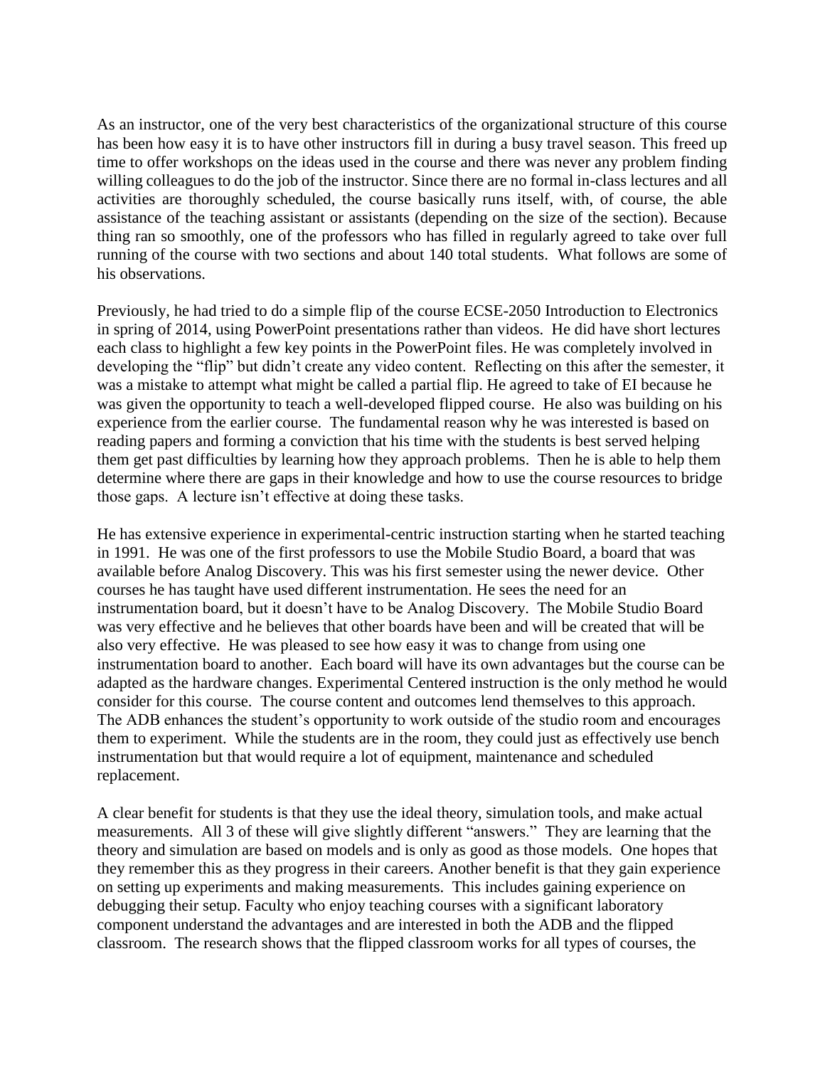As an instructor, one of the very best characteristics of the organizational structure of this course has been how easy it is to have other instructors fill in during a busy travel season. This freed up time to offer workshops on the ideas used in the course and there was never any problem finding willing colleagues to do the job of the instructor. Since there are no formal in-class lectures and all activities are thoroughly scheduled, the course basically runs itself, with, of course, the able assistance of the teaching assistant or assistants (depending on the size of the section). Because thing ran so smoothly, one of the professors who has filled in regularly agreed to take over full running of the course with two sections and about 140 total students. What follows are some of his observations.

Previously, he had tried to do a simple flip of the course ECSE-2050 Introduction to Electronics in spring of 2014, using PowerPoint presentations rather than videos. He did have short lectures each class to highlight a few key points in the PowerPoint files. He was completely involved in developing the "flip" but didn't create any video content. Reflecting on this after the semester, it was a mistake to attempt what might be called a partial flip. He agreed to take of EI because he was given the opportunity to teach a well-developed flipped course. He also was building on his experience from the earlier course. The fundamental reason why he was interested is based on reading papers and forming a conviction that his time with the students is best served helping them get past difficulties by learning how they approach problems. Then he is able to help them determine where there are gaps in their knowledge and how to use the course resources to bridge those gaps. A lecture isn't effective at doing these tasks.

He has extensive experience in experimental-centric instruction starting when he started teaching in 1991. He was one of the first professors to use the Mobile Studio Board, a board that was available before Analog Discovery. This was his first semester using the newer device. Other courses he has taught have used different instrumentation. He sees the need for an instrumentation board, but it doesn't have to be Analog Discovery. The Mobile Studio Board was very effective and he believes that other boards have been and will be created that will be also very effective. He was pleased to see how easy it was to change from using one instrumentation board to another. Each board will have its own advantages but the course can be adapted as the hardware changes. Experimental Centered instruction is the only method he would consider for this course. The course content and outcomes lend themselves to this approach. The ADB enhances the student's opportunity to work outside of the studio room and encourages them to experiment. While the students are in the room, they could just as effectively use bench instrumentation but that would require a lot of equipment, maintenance and scheduled replacement.

A clear benefit for students is that they use the ideal theory, simulation tools, and make actual measurements. All 3 of these will give slightly different "answers." They are learning that the theory and simulation are based on models and is only as good as those models. One hopes that they remember this as they progress in their careers. Another benefit is that they gain experience on setting up experiments and making measurements. This includes gaining experience on debugging their setup. Faculty who enjoy teaching courses with a significant laboratory component understand the advantages and are interested in both the ADB and the flipped classroom. The research shows that the flipped classroom works for all types of courses, the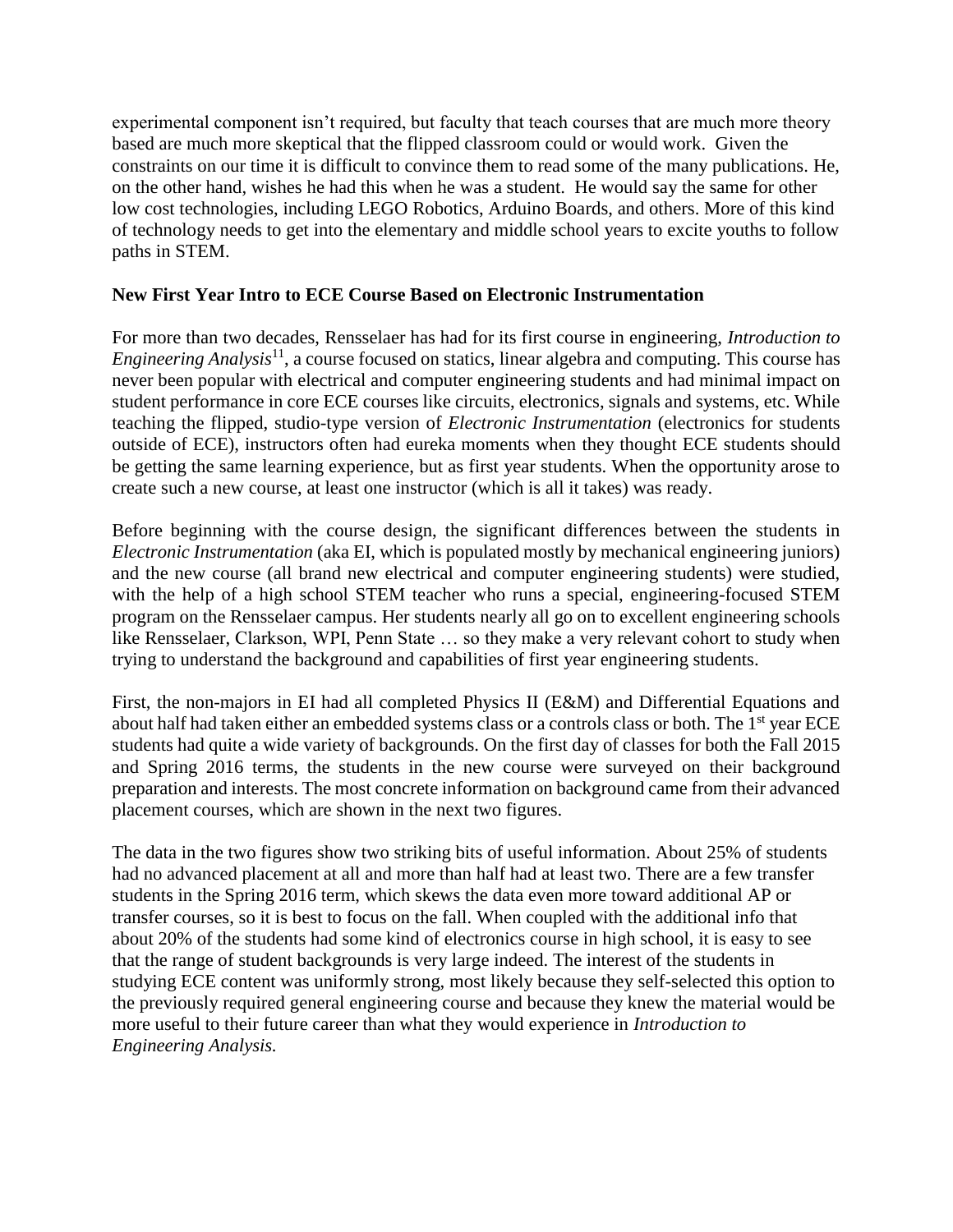experimental component isn't required, but faculty that teach courses that are much more theory based are much more skeptical that the flipped classroom could or would work. Given the constraints on our time it is difficult to convince them to read some of the many publications. He, on the other hand, wishes he had this when he was a student. He would say the same for other low cost technologies, including LEGO Robotics, Arduino Boards, and others. More of this kind of technology needs to get into the elementary and middle school years to excite youths to follow paths in STEM.

**New First Year Intro to ECE Course Based on Electronic Instrumentation**

For more than two decades, Rensselaer has had for its first course in engineering, *Introduction to Engineering Analysis*[11], a course focused on statics, linear algebra and computing. This course has never been popular with electrical and computer engineering students and had minimal impact on student performance in core ECE courses like circuits, electronics, signals and systems, etc. While teaching the flipped, studio-type version of *Electronic Instrumentation* (electronics for students outside of ECE), instructors often had eureka moments when they thought ECE students should be getting the same learning experience, but as first year students. When the opportunity arose to create such a new course, at least one instructor (which is all it takes) was ready.

Before beginning with the course design, the significant differences between the students in *Electronic Instrumentation* (aka EI, which is populated mostly by mechanical engineering juniors) and the new course (all brand new electrical and computer engineering students) were studied, with the help of a high school STEM teacher who runs a special, engineering-focused STEM program on the Rensselaer campus. Her students nearly all go on to excellent engineering schools like Rensselaer, Clarkson, WPI, Penn State … so they make a very relevant cohort to study when trying to understand the background and capabilities of first year engineering students.

First, the non-majors in EI had all completed Physics II (E&M) and Differential Equations and about half had taken either an embedded systems class or a controls class or both. The 1st year ECE students had quite a wide variety of backgrounds. On the first day of classes for both the Fall 2015 and Spring 2016 terms, the students in the new course were surveyed on their background preparation and interests. The most concrete information on background came from their advanced placement courses, which are shown in the next two figures.

The data in the two figures show two striking bits of useful information. About 25% of students had no advanced placement at all and more than half had at least two. There are a few transfer students in the Spring 2016 term, which skews the data even more toward additional AP or transfer courses, so it is best to focus on the fall. When coupled with the additional info that about 20% of the students had some kind of electronics course in high school, it is easy to see that the range of student backgrounds is very large indeed. The interest of the students in studying ECE content was uniformly strong, most likely because they self-selected this option to the previously required general engineering course and because they knew the material would be more useful to their future career than what they would experience in *Introduction to Engineering Analysis.*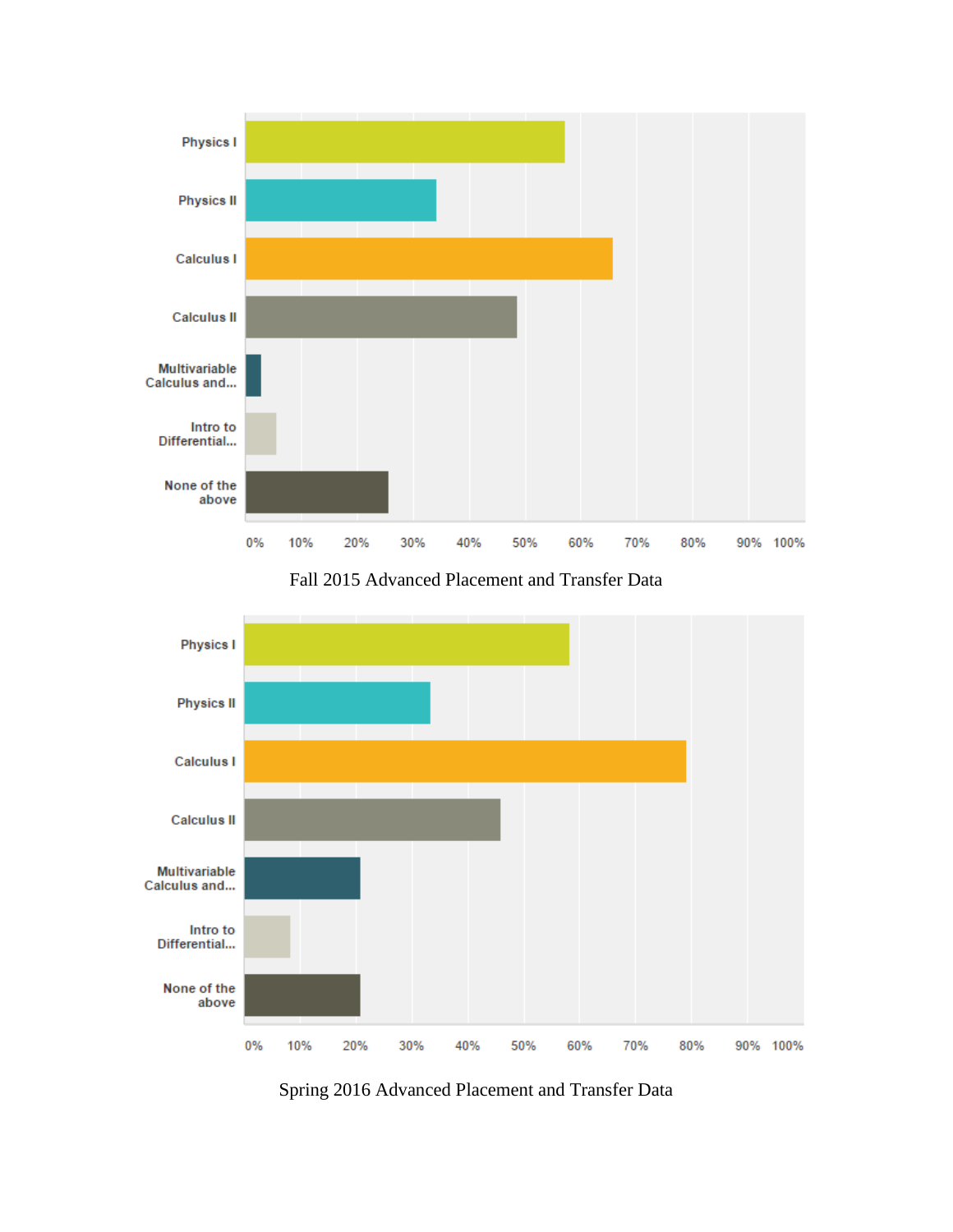Fall 2015 Advanced Placement and Transfer Data

Spring 2016 Advanced Placement and Transfer Data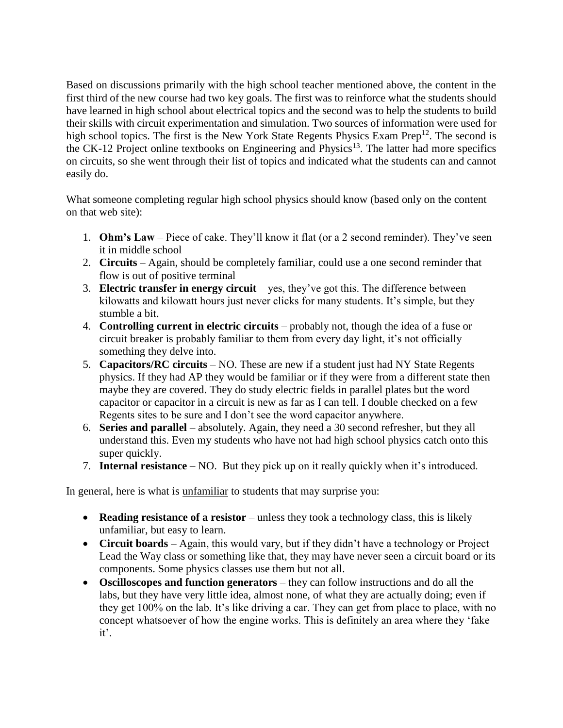Based on discussions primarily with the high school teacher mentioned above, the content in the first third of the new course had two key goals. The first was to reinforce what the students should have learned in high school about electrical topics and the second was to help the students to build their skills with circuit experimentation and simulation. Two sources of information were used for high school topics. The first is the New York State Regents Physics Exam Prep[12]. The second is the CK-12 Project online textbooks on Engineering and Physics[13]. The latter had more specifics on circuits, so she went through their list of topics and indicated what the students can and cannot easily do.

What someone completing regular high school physics should know (based only on the content on that web site):

1. **Ohm's Law** – Piece of cake. They'll know it flat (or a 2 second reminder). They've seen it in middle school
2. **Circuits** – Again, should be completely familiar, could use a one second reminder that flow is out of positive terminal
3. **Electric transfer in energy circuit** – yes, they've got this. The difference between kilowatts and kilowatt hours just never clicks for many students. It's simple, but they stumble a bit.
4. **Controlling current in electric circuits** – probably not, though the idea of a fuse or circuit breaker is probably familiar to them from every day light, it's not officially something they delve into.
5. **Capacitors/RC circuits** – NO. These are new if a student just had NY State Regents physics. If they had AP they would be familiar or if they were from a different state then maybe they are covered. They do study electric fields in parallel plates but the word capacitor or capacitor in a circuit is new as far as I can tell. I double checked on a few Regents sites to be sure and I don't see the word capacitor anywhere.
6. **Series and parallel** – absolutely. Again, they need a 30 second refresher, but they all understand this. Even my students who have not had high school physics catch onto this super quickly.
7. **Internal resistance** – NO. But they pick up on it really quickly when it's introduced.

In general, here is what is <u>unfamiliar</u> to students that may surprise you:

- **Reading resistance of a resistor** – unless they took a technology class, this is likely unfamiliar, but easy to learn.
- **Circuit boards** – Again, this would vary, but if they didn't have a technology or Project Lead the Way class or something like that, they may have never seen a circuit board or its components. Some physics classes use them but not all.
- **Oscilloscopes and function generators** – they can follow instructions and do all the labs, but they have very little idea, almost none, of what they are actually doing; even if they get 100% on the lab. It's like driving a car. They can get from place to place, with no concept whatsoever of how the engine works. This is definitely an area where they 'fake it'.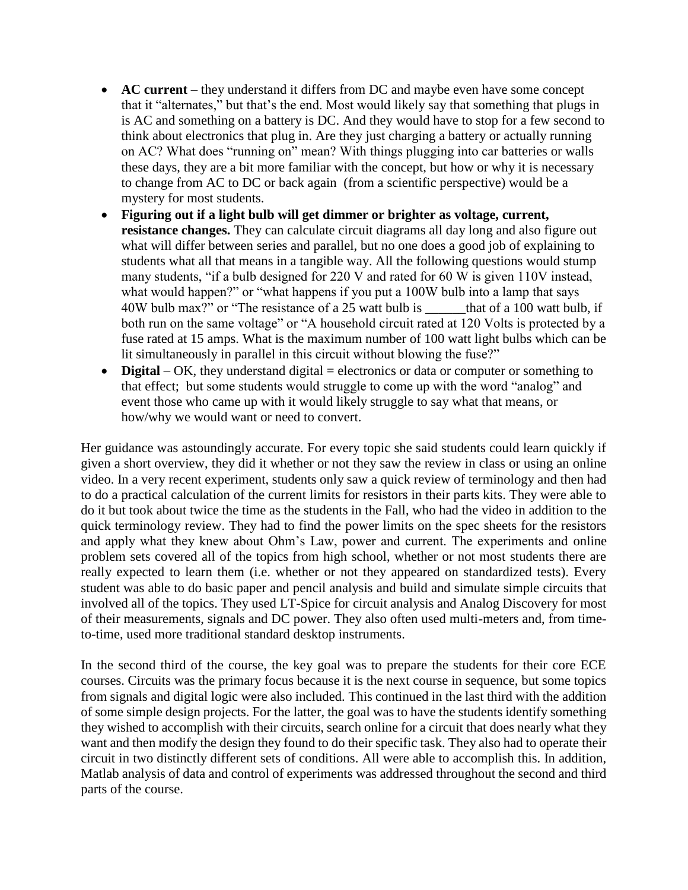- **AC current** – they understand it differs from DC and maybe even have some concept that it "alternates," but that's the end. Most would likely say that something that plugs in is AC and something on a battery is DC. And they would have to stop for a few second to think about electronics that plug in. Are they just charging a battery or actually running on AC? What does "running on" mean? With things plugging into car batteries or walls these days, they are a bit more familiar with the concept, but how or why it is necessary to change from AC to DC or back again (from a scientific perspective) would be a mystery for most students.
- **Figuring out if a light bulb will get dimmer or brighter as voltage, current, resistance changes.** They can calculate circuit diagrams all day long and also figure out what will differ between series and parallel, but no one does a good job of explaining to students what all that means in a tangible way. All the following questions would stump many students, "if a bulb designed for 220 V and rated for 60 W is given 110V instead, what would happen?" or "what happens if you put a 100W bulb into a lamp that says 40W bulb max?" or "The resistance of a 25 watt bulb is ______that of a 100 watt bulb, if both run on the same voltage" or "A household circuit rated at 120 Volts is protected by a fuse rated at 15 amps. What is the maximum number of 100 watt light bulbs which can be lit simultaneously in parallel in this circuit without blowing the fuse?"
- **Digital** – OK, they understand digital = electronics or data or computer or something to that effect; but some students would struggle to come up with the word "analog" and event those who came up with it would likely struggle to say what that means, or how/why we would want or need to convert.

Her guidance was astoundingly accurate. For every topic she said students could learn quickly if given a short overview, they did it whether or not they saw the review in class or using an online video. In a very recent experiment, students only saw a quick review of terminology and then had to do a practical calculation of the current limits for resistors in their parts kits. They were able to do it but took about twice the time as the students in the Fall, who had the video in addition to the quick terminology review. They had to find the power limits on the spec sheets for the resistors and apply what they knew about Ohm's Law, power and current. The experiments and online problem sets covered all of the topics from high school, whether or not most students there are really expected to learn them (i.e. whether or not they appeared on standardized tests). Every student was able to do basic paper and pencil analysis and build and simulate simple circuits that involved all of the topics. They used LT-Spice for circuit analysis and Analog Discovery for most of their measurements, signals and DC power. They also often used multi-meters and, from time-to-time, used more traditional standard desktop instruments.

In the second third of the course, the key goal was to prepare the students for their core ECE courses. Circuits was the primary focus because it is the next course in sequence, but some topics from signals and digital logic were also included. This continued in the last third with the addition of some simple design projects. For the latter, the goal was to have the students identify something they wished to accomplish with their circuits, search online for a circuit that does nearly what they want and then modify the design they found to do their specific task. They also had to operate their circuit in two distinctly different sets of conditions. All were able to accomplish this. In addition, Matlab analysis of data and control of experiments was addressed throughout the second and third parts of the course.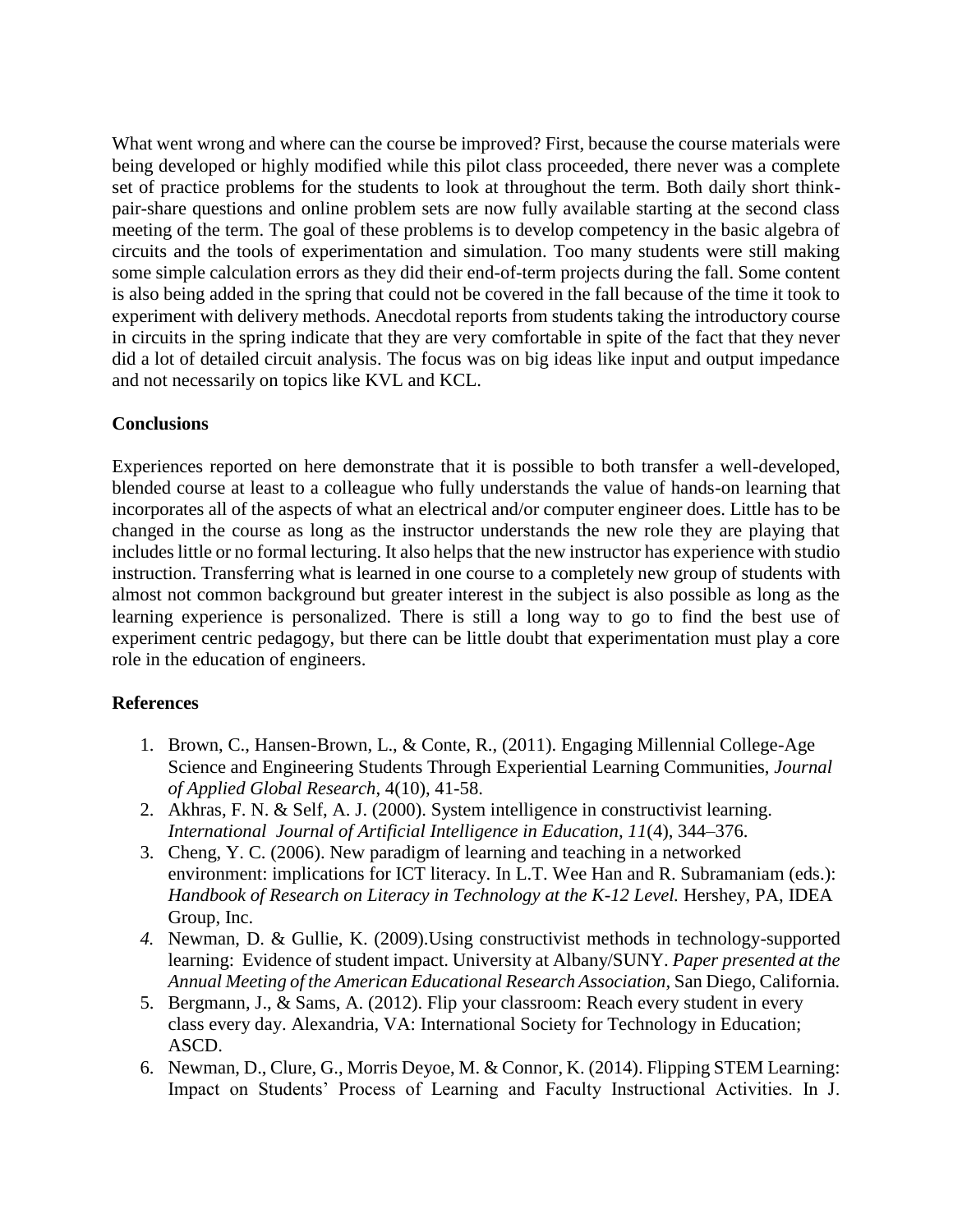What went wrong and where can the course be improved? First, because the course materials were being developed or highly modified while this pilot class proceeded, there never was a complete set of practice problems for the students to look at throughout the term. Both daily short think-pair-share questions and online problem sets are now fully available starting at the second class meeting of the term. The goal of these problems is to develop competency in the basic algebra of circuits and the tools of experimentation and simulation. Too many students were still making some simple calculation errors as they did their end-of-term projects during the fall. Some content is also being added in the spring that could not be covered in the fall because of the time it took to experiment with delivery methods. Anecdotal reports from students taking the introductory course in circuits in the spring indicate that they are very comfortable in spite of the fact that they never did a lot of detailed circuit analysis. The focus was on big ideas like input and output impedance and not necessarily on topics like KVL and KCL.

**Conclusions**

Experiences reported on here demonstrate that it is possible to both transfer a well-developed, blended course at least to a colleague who fully understands the value of hands-on learning that incorporates all of the aspects of what an electrical and/or computer engineer does. Little has to be changed in the course as long as the instructor understands the new role they are playing that includes little or no formal lecturing. It also helps that the new instructor has experience with studio instruction. Transferring what is learned in one course to a completely new group of students with almost not common background but greater interest in the subject is also possible as long as the learning experience is personalized. There is still a long way to go to find the best use of experiment centric pedagogy, but there can be little doubt that experimentation must play a core role in the education of engineers.

**References**

1. Brown, C., Hansen-Brown, L., & Conte, R., (2011). Engaging Millennial College-Age Science and Engineering Students Through Experiential Learning Communities, *Journal of Applied Global Research*, 4(10), 41-58.
2. Akhras, F. N. & Self, A. J. (2000). System intelligence in constructivist learning. *International Journal of Artificial Intelligence in Education, 11*(4), 344–376.
3. Cheng, Y. C. (2006). New paradigm of learning and teaching in a networked environment: implications for ICT literacy. In L.T. Wee Han and R. Subramaniam (eds.): *Handbook of Research on Literacy in Technology at the K-12 Level.* Hershey, PA, IDEA Group, Inc.
4. Newman, D. & Gullie, K. (2009).Using constructivist methods in technology-supported learning: Evidence of student impact. University at Albany/SUNY. *Paper presented at the Annual Meeting of the American Educational Research Association,* San Diego, California.
5. Bergmann, J., & Sams, A. (2012). Flip your classroom: Reach every student in every class every day. Alexandria, VA: International Society for Technology in Education; ASCD.
6. Newman, D., Clure, G., Morris Deyoe, M. & Connor, K. (2014). Flipping STEM Learning: Impact on Students' Process of Learning and Faculty Instructional Activities. In J.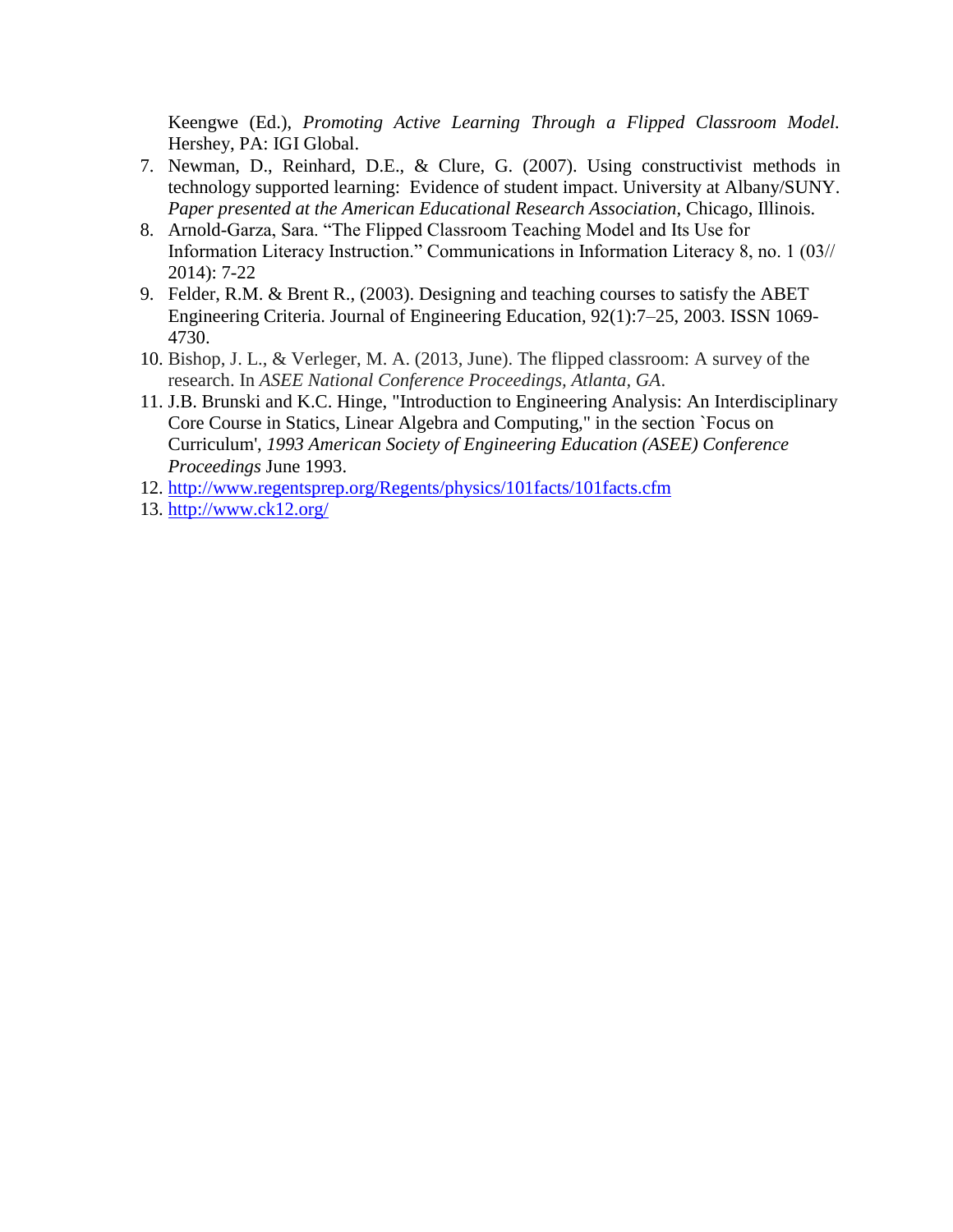Keengwe (Ed.), *Promoting Active Learning Through a Flipped Classroom Model*. Hershey, PA: IGI Global.

7. Newman, D., Reinhard, D.E., & Clure, G. (2007). Using constructivist methods in technology supported learning: Evidence of student impact. University at Albany/SUNY. *Paper presented at the American Educational Research Association,* Chicago, Illinois.
8. Arnold-Garza, Sara. "The Flipped Classroom Teaching Model and Its Use for Information Literacy Instruction." Communications in Information Literacy 8, no. 1 (03// 2014): 7-22
9. Felder, R.M. & Brent R., (2003). Designing and teaching courses to satisfy the ABET Engineering Criteria. Journal of Engineering Education, 92(1):7–25, 2003. ISSN 1069-4730.
10. Bishop, J. L., & Verleger, M. A. (2013, June). The flipped classroom: A survey of the research. In *ASEE National Conference Proceedings, Atlanta, GA*.
11. J.B. Brunski and K.C. Hinge, "Introduction to Engineering Analysis: An Interdisciplinary Core Course in Statics, Linear Algebra and Computing," in the section `Focus on Curriculum', *1993 American Society of Engineering Education (ASEE) Conference Proceedings* June 1993.
12. http://www.regentsprep.org/Regents/physics/101facts/101facts.cfm
13. http://www.ck12.org/